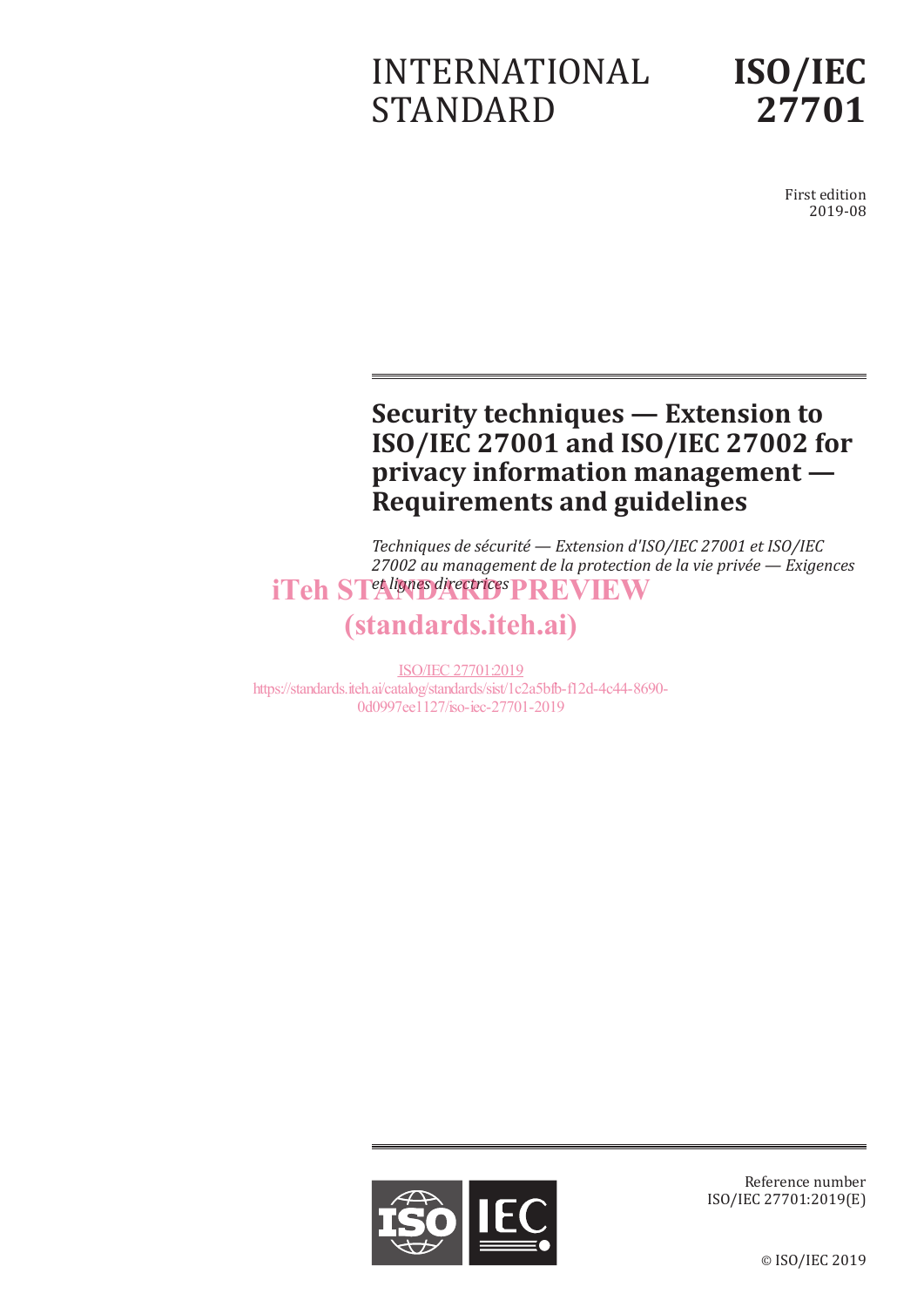INTERNATIONAL STANDARD

# ISO/IEC 27701

First edition
2019-08

# Security techniques — Extension to ISO/IEC 27001 and ISO/IEC 27002 for privacy information management — Requirements and guidelines

*Techniques de sécurité — Extension d'ISO/IEC 27001 et ISO/IEC 27002 au management de la protection de la vie privée — Exigences et lignes directrices*

iTeh STANDARD PREVIEW
(standards.iteh.ai)

ISO/IEC 27701:2019
https://standards.iteh.ai/catalog/standards/sist/1c2a5bfb-f12d-4c44-8690-0d0997ee1127/iso-iec-27701-2019

Reference number
ISO/IEC 27701:2019(E)

© ISO/IEC 2019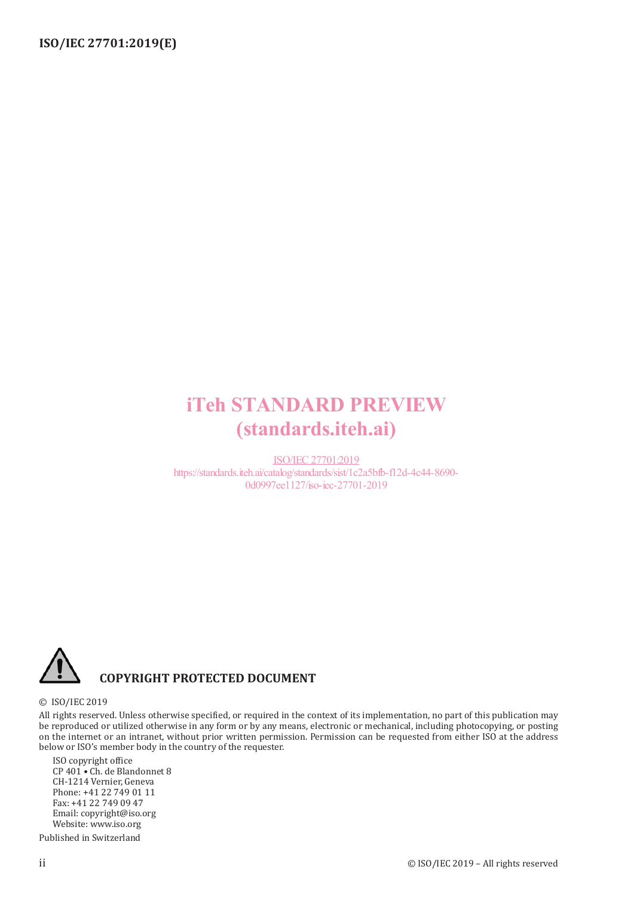iTeh STANDARD PREVIEW
(standards.iteh.ai)

ISO/IEC 27701:2019
https://standards.iteh.ai/catalog/standards/sist/1c2a5bfb-f12d-4c44-8690-0d0997ee1127/iso-iec-27701-2019

## COPYRIGHT PROTECTED DOCUMENT

© ISO/IEC 2019

All rights reserved. Unless otherwise specified, or required in the context of its implementation, no part of this publication may be reproduced or utilized otherwise in any form or by any means, electronic or mechanical, including photocopying, or posting on the internet or an intranet, without prior written permission. Permission can be requested from either ISO at the address below or ISO's member body in the country of the requester.

ISO copyright office
CP 401 • Ch. de Blandonnet 8
CH-1214 Vernier, Geneva
Phone: +41 22 749 01 11
Fax: +41 22 749 09 47
Email: copyright@iso.org
Website: www.iso.org

Published in Switzerland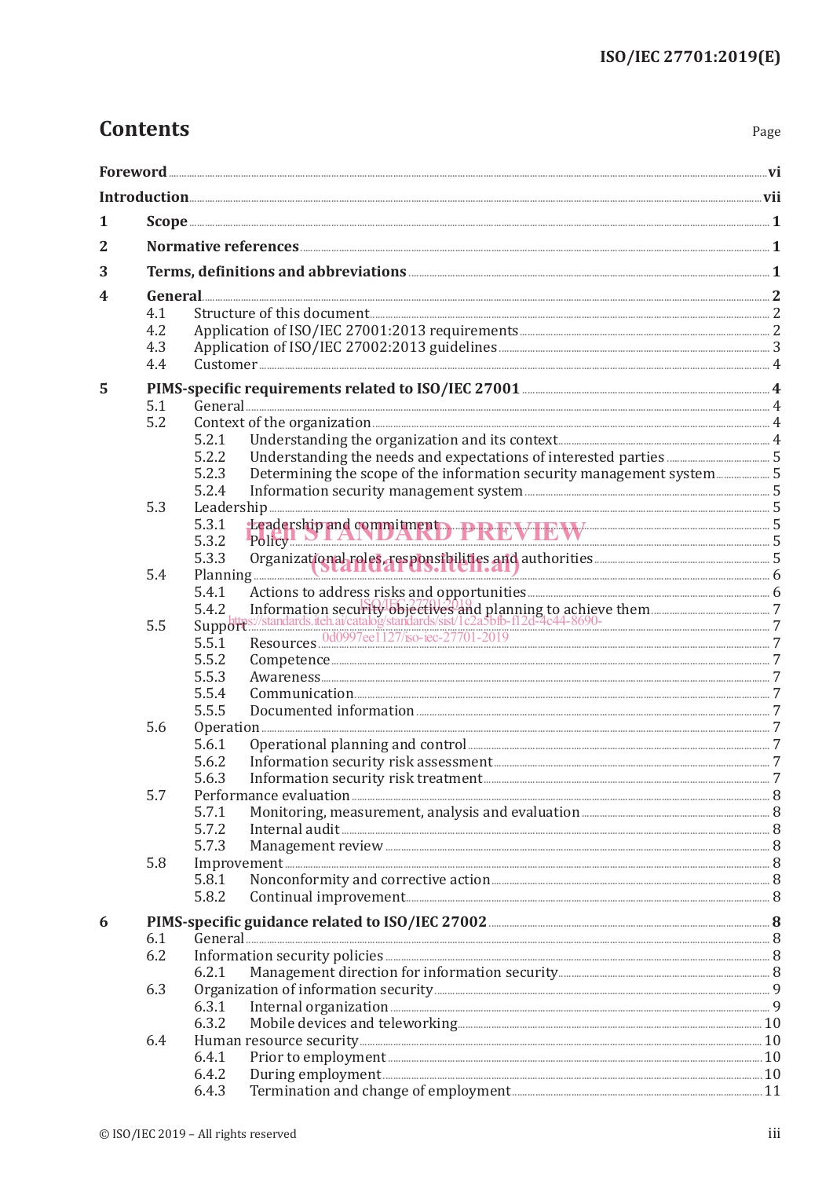# Contents

Page

**Foreword** ... vi

**Introduction** ... vii

**1 Scope** ... 1

**2 Normative references** ... 1

**3 Terms, definitions and abbreviations** ... 1

**4 General** ... 2
- 4.1 Structure of this document ... 2
- 4.2 Application of ISO/IEC 27001:2013 requirements ... 2
- 4.3 Application of ISO/IEC 27002:2013 guidelines ... 3
- 4.4 Customer ... 4

**5 PIMS-specific requirements related to ISO/IEC 27001** ... 4
- 5.1 General ... 4
- 5.2 Context of the organization ... 4
  - 5.2.1 Understanding the organization and its context ... 4
  - 5.2.2 Understanding the needs and expectations of interested parties ... 5
  - 5.2.3 Determining the scope of the information security management system ... 5
  - 5.2.4 Information security management system ... 5
- 5.3 Leadership ... 5
  - 5.3.1 Leadership and commitment ... 5
  - 5.3.2 Policy ... 5
  - 5.3.3 Organizational roles, responsibilities and authorities ... 5
- 5.4 Planning ... 6
  - 5.4.1 Actions to address risks and opportunities ... 6
  - 5.4.2 Information security objectives and planning to achieve them ... 7
- 5.5 Support ... 7
  - 5.5.1 Resources ... 7
  - 5.5.2 Competence ... 7
  - 5.5.3 Awareness ... 7
  - 5.5.4 Communication ... 7
  - 5.5.5 Documented information ... 7
- 5.6 Operation ... 7
  - 5.6.1 Operational planning and control ... 7
  - 5.6.2 Information security risk assessment ... 7
  - 5.6.3 Information security risk treatment ... 7
- 5.7 Performance evaluation ... 8
  - 5.7.1 Monitoring, measurement, analysis and evaluation ... 8
  - 5.7.2 Internal audit ... 8
  - 5.7.3 Management review ... 8
- 5.8 Improvement ... 8
  - 5.8.1 Nonconformity and corrective action ... 8
  - 5.8.2 Continual improvement ... 8

**6 PIMS-specific guidance related to ISO/IEC 27002** ... 8
- 6.1 General ... 8
- 6.2 Information security policies ... 8
  - 6.2.1 Management direction for information security ... 8
- 6.3 Organization of information security ... 9
  - 6.3.1 Internal organization ... 9
  - 6.3.2 Mobile devices and teleworking ... 10
- 6.4 Human resource security ... 10
  - 6.4.1 Prior to employment ... 10
  - 6.4.2 During employment ... 10
  - 6.4.3 Termination and change of employment ... 11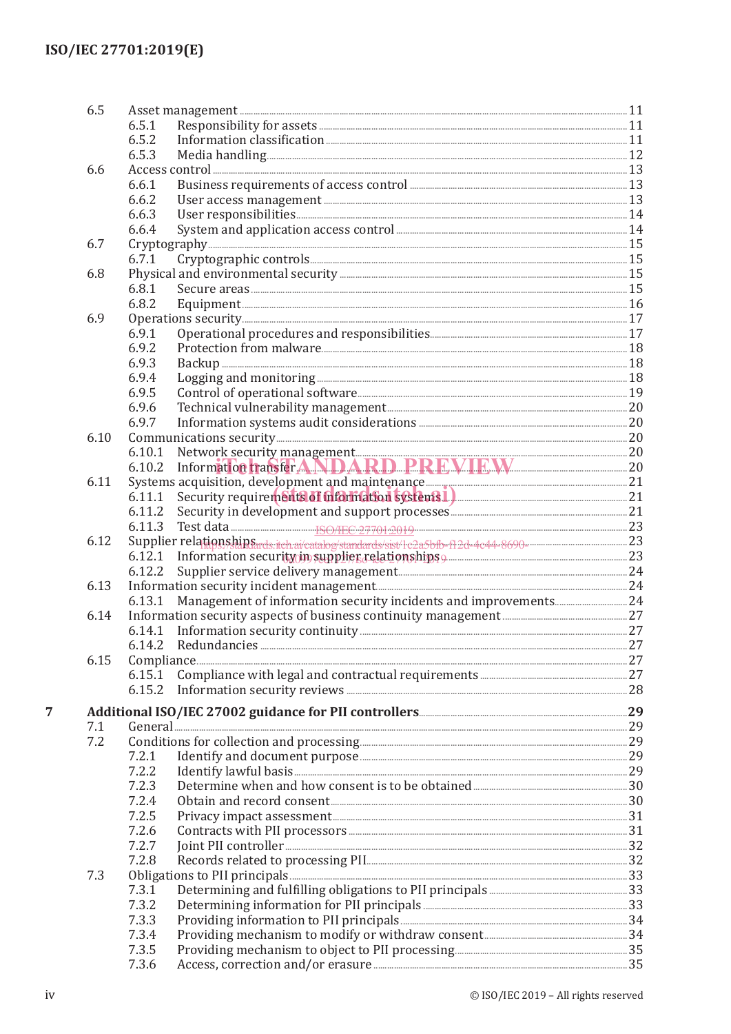6.5 Asset management ..... 11
- 6.5.1 Responsibility for assets ..... 11
- 6.5.2 Information classification ..... 11
- 6.5.3 Media handling ..... 12

6.6 Access control ..... 13
- 6.6.1 Business requirements of access control ..... 13
- 6.6.2 User access management ..... 13
- 6.6.3 User responsibilities ..... 14
- 6.6.4 System and application access control ..... 14

6.7 Cryptography ..... 15
- 6.7.1 Cryptographic controls ..... 15

6.8 Physical and environmental security ..... 15
- 6.8.1 Secure areas ..... 15
- 6.8.2 Equipment ..... 16

6.9 Operations security ..... 17
- 6.9.1 Operational procedures and responsibilities ..... 17
- 6.9.2 Protection from malware ..... 18
- 6.9.3 Backup ..... 18
- 6.9.4 Logging and monitoring ..... 18
- 6.9.5 Control of operational software ..... 19
- 6.9.6 Technical vulnerability management ..... 20
- 6.9.7 Information systems audit considerations ..... 20

6.10 Communications security ..... 20
- 6.10.1 Network security management ..... 20
- 6.10.2 Information transfer ..... 20

6.11 Systems acquisition, development and maintenance ..... 21
- 6.11.1 Security requirements of information systems ..... 21
- 6.11.2 Security in development and support processes ..... 21
- 6.11.3 Test data ..... 23

6.12 Supplier relationships ..... 23
- 6.12.1 Information security in supplier relationships ..... 23
- 6.12.2 Supplier service delivery management ..... 24

6.13 Information security incident management ..... 24
- 6.13.1 Management of information security incidents and improvements ..... 24

6.14 Information security aspects of business continuity management ..... 27
- 6.14.1 Information security continuity ..... 27
- 6.14.2 Redundancies ..... 27

6.15 Compliance ..... 27
- 6.15.1 Compliance with legal and contractual requirements ..... 27
- 6.15.2 Information security reviews ..... 28

**7 Additional ISO/IEC 27002 guidance for PII controllers ..... 29**

7.1 General ..... 29

7.2 Conditions for collection and processing ..... 29
- 7.2.1 Identify and document purpose ..... 29
- 7.2.2 Identify lawful basis ..... 29
- 7.2.3 Determine when and how consent is to be obtained ..... 30
- 7.2.4 Obtain and record consent ..... 30
- 7.2.5 Privacy impact assessment ..... 31
- 7.2.6 Contracts with PII processors ..... 31
- 7.2.7 Joint PII controller ..... 32
- 7.2.8 Records related to processing PII ..... 32

7.3 Obligations to PII principals ..... 33
- 7.3.1 Determining and fulfilling obligations to PII principals ..... 33
- 7.3.2 Determining information for PII principals ..... 33
- 7.3.3 Providing information to PII principals ..... 34
- 7.3.4 Providing mechanism to modify or withdraw consent ..... 34
- 7.3.5 Providing mechanism to object to PII processing ..... 35
- 7.3.6 Access, correction and/or erasure ..... 35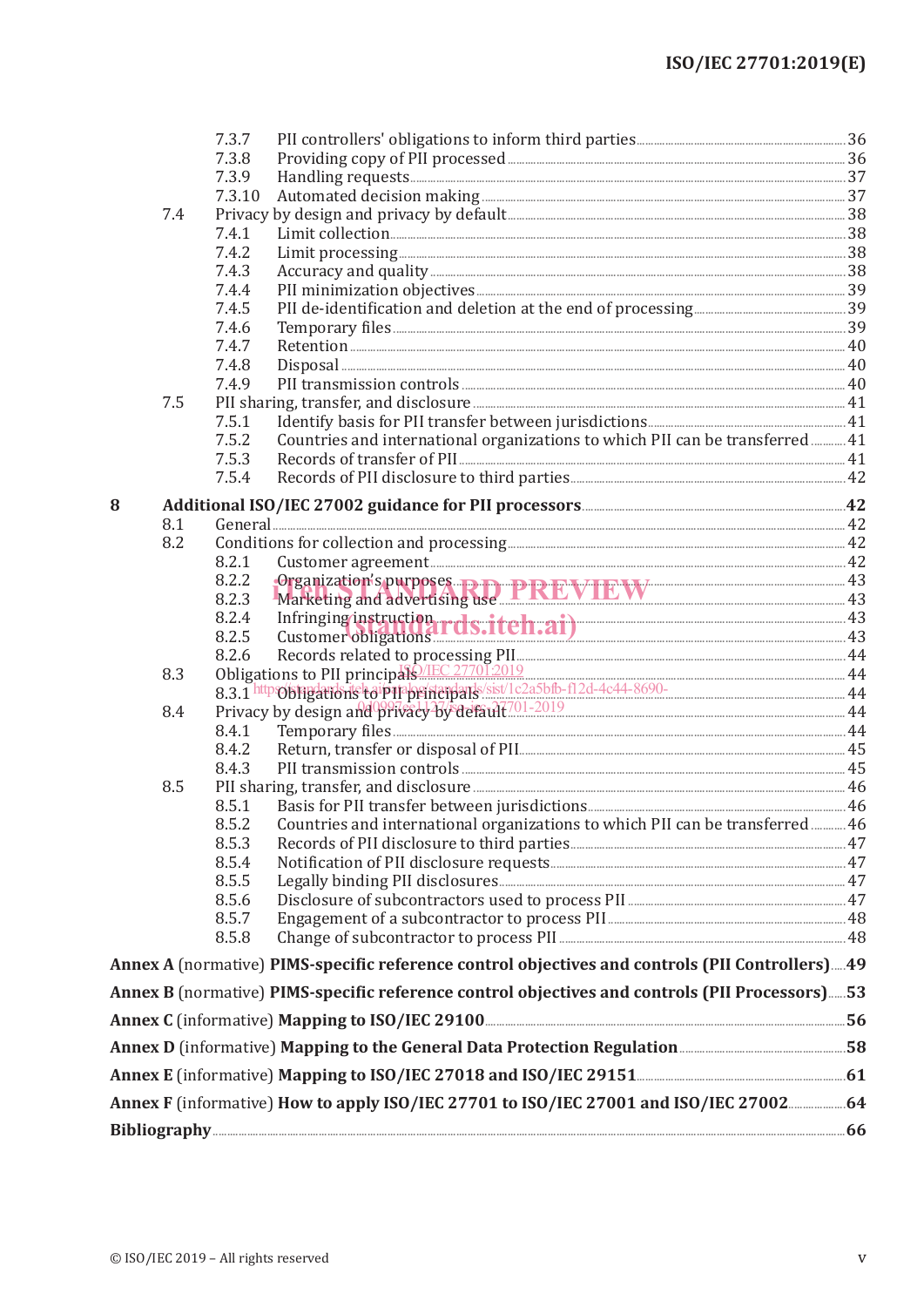7.3.7 PII controllers' obligations to inform third parties ..... 36
7.3.8 Providing copy of PII processed ..... 36
7.3.9 Handling requests ..... 37
7.3.10 Automated decision making ..... 37
7.4 Privacy by design and privacy by default ..... 38
7.4.1 Limit collection ..... 38
7.4.2 Limit processing ..... 38
7.4.3 Accuracy and quality ..... 38
7.4.4 PII minimization objectives ..... 39
7.4.5 PII de-identification and deletion at the end of processing ..... 39
7.4.6 Temporary files ..... 39
7.4.7 Retention ..... 40
7.4.8 Disposal ..... 40
7.4.9 PII transmission controls ..... 40
7.5 PII sharing, transfer, and disclosure ..... 41
7.5.1 Identify basis for PII transfer between jurisdictions ..... 41
7.5.2 Countries and international organizations to which PII can be transferred ..... 41
7.5.3 Records of transfer of PII ..... 41
7.5.4 Records of PII disclosure to third parties ..... 42

**8 Additional ISO/IEC 27002 guidance for PII processors ..... 42**
8.1 General ..... 42
8.2 Conditions for collection and processing ..... 42
8.2.1 Customer agreement ..... 42
8.2.2 Organization's purposes ..... 43
8.2.3 Marketing and advertising use ..... 43
8.2.4 Infringing instruction ..... 43
8.2.5 Customer obligations ..... 43
8.2.6 Records related to processing PII ..... 44
8.3 Obligations to PII principals ..... 44
8.3.1 Obligations to PII principals ..... 44
8.4 Privacy by design and privacy by default ..... 44
8.4.1 Temporary files ..... 44
8.4.2 Return, transfer or disposal of PII ..... 45
8.4.3 PII transmission controls ..... 45
8.5 PII sharing, transfer, and disclosure ..... 46
8.5.1 Basis for PII transfer between jurisdictions ..... 46
8.5.2 Countries and international organizations to which PII can be transferred ..... 46
8.5.3 Records of PII disclosure to third parties ..... 47
8.5.4 Notification of PII disclosure requests ..... 47
8.5.5 Legally binding PII disclosures ..... 47
8.5.6 Disclosure of subcontractors used to process PII ..... 47
8.5.7 Engagement of a subcontractor to process PII ..... 48
8.5.8 Change of subcontractor to process PII ..... 48

**Annex A** (normative) **PIMS-specific reference control objectives and controls (PII Controllers) ..... 49**

**Annex B** (normative) **PIMS-specific reference control objectives and controls (PII Processors) ..... 53**

**Annex C** (informative) **Mapping to ISO/IEC 29100 ..... 56**

**Annex D** (informative) **Mapping to the General Data Protection Regulation ..... 58**

**Annex E** (informative) **Mapping to ISO/IEC 27018 and ISO/IEC 29151 ..... 61**

**Annex F** (informative) **How to apply ISO/IEC 27701 to ISO/IEC 27001 and ISO/IEC 27002 ..... 64**

**Bibliography ..... 66**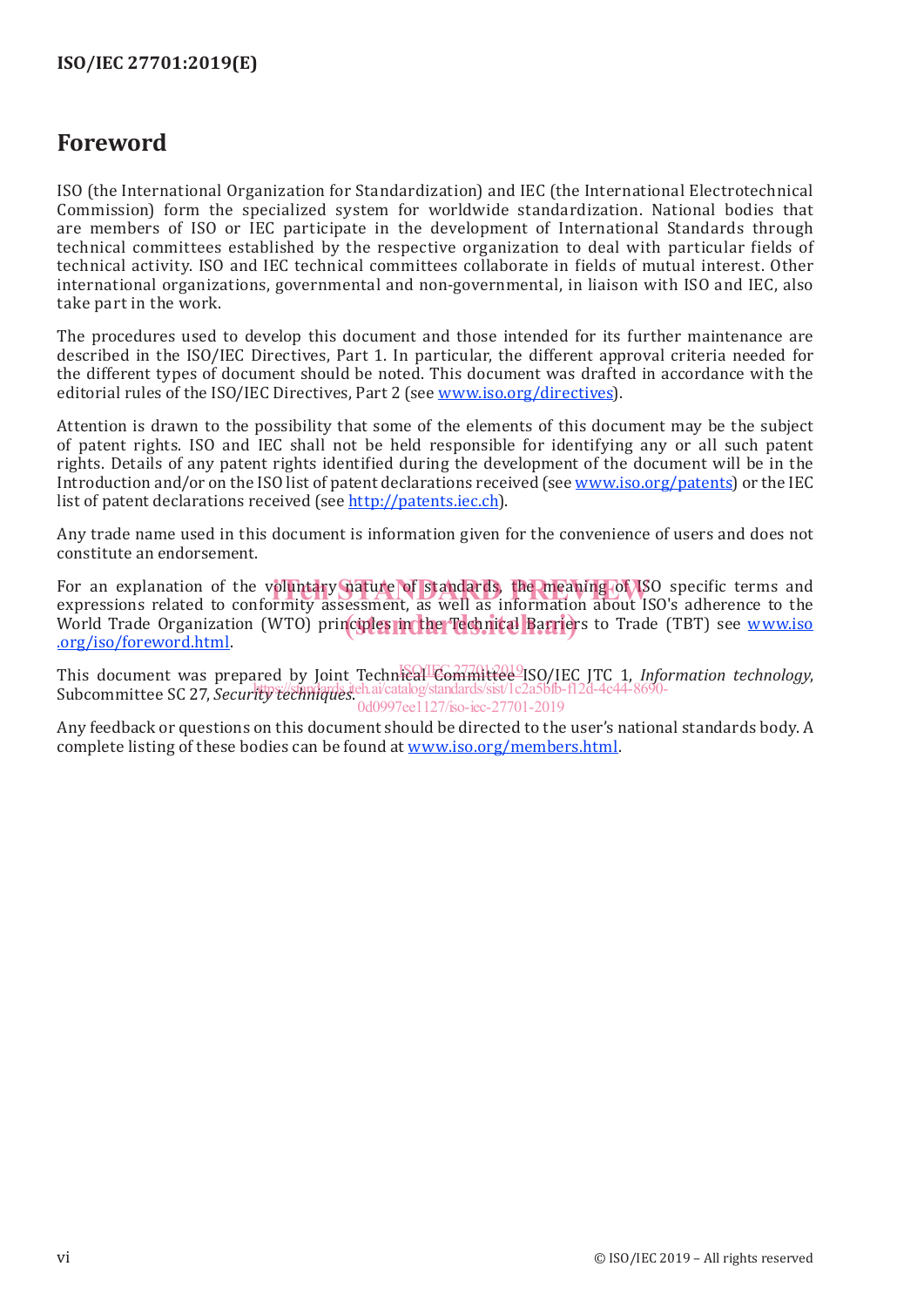# Foreword

ISO (the International Organization for Standardization) and IEC (the International Electrotechnical Commission) form the specialized system for worldwide standardization. National bodies that are members of ISO or IEC participate in the development of International Standards through technical committees established by the respective organization to deal with particular fields of technical activity. ISO and IEC technical committees collaborate in fields of mutual interest. Other international organizations, governmental and non-governmental, in liaison with ISO and IEC, also take part in the work.

The procedures used to develop this document and those intended for its further maintenance are described in the ISO/IEC Directives, Part 1. In particular, the different approval criteria needed for the different types of document should be noted. This document was drafted in accordance with the editorial rules of the ISO/IEC Directives, Part 2 (see www.iso.org/directives).

Attention is drawn to the possibility that some of the elements of this document may be the subject of patent rights. ISO and IEC shall not be held responsible for identifying any or all such patent rights. Details of any patent rights identified during the development of the document will be in the Introduction and/or on the ISO list of patent declarations received (see www.iso.org/patents) or the IEC list of patent declarations received (see http://patents.iec.ch).

Any trade name used in this document is information given for the convenience of users and does not constitute an endorsement.

For an explanation of the voluntary nature of standards, the meaning of ISO specific terms and expressions related to conformity assessment, as well as information about ISO's adherence to the World Trade Organization (WTO) principles in the Technical Barriers to Trade (TBT) see www.iso.org/iso/foreword.html.

This document was prepared by Joint Technical Committee ISO/IEC JTC 1, *Information technology*, Subcommittee SC 27, *Security techniques*.

Any feedback or questions on this document should be directed to the user's national standards body. A complete listing of these bodies can be found at www.iso.org/members.html.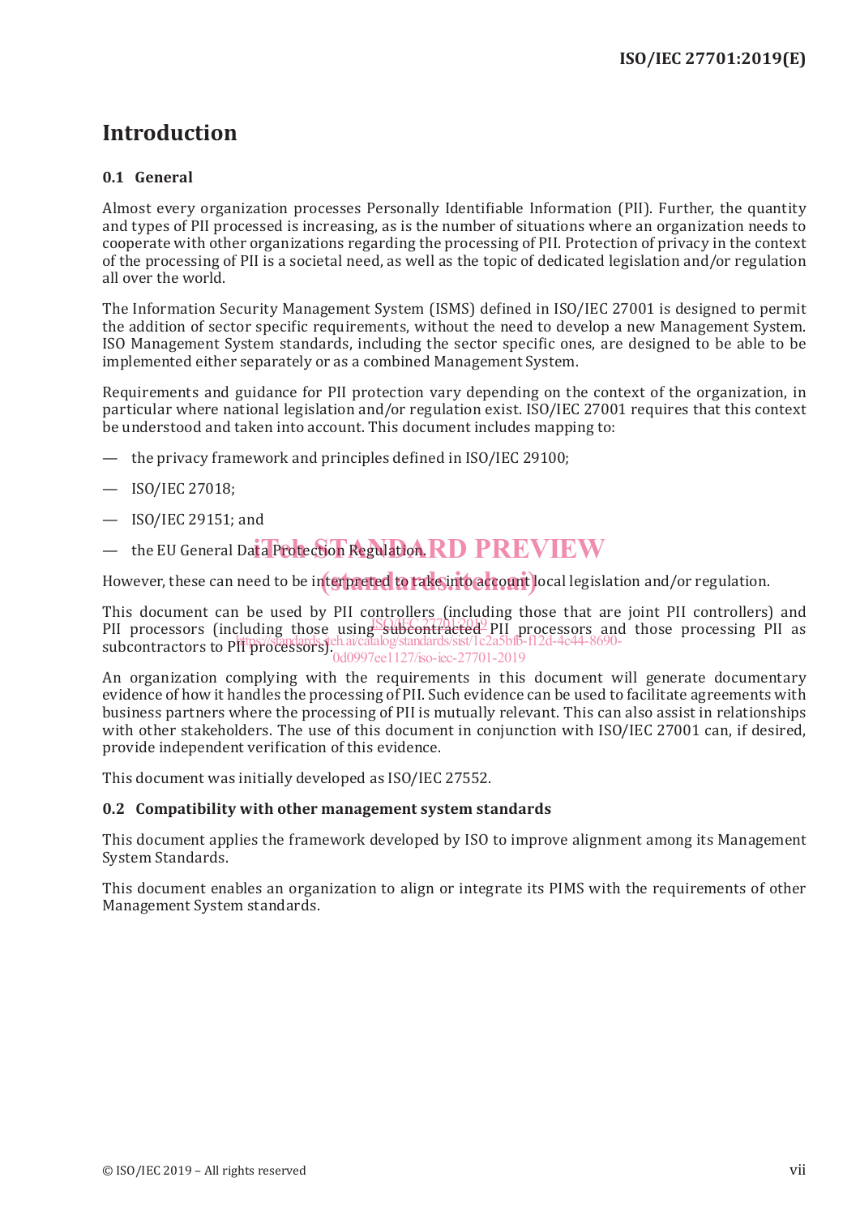# Introduction

## 0.1 General

Almost every organization processes Personally Identifiable Information (PII). Further, the quantity and types of PII processed is increasing, as is the number of situations where an organization needs to cooperate with other organizations regarding the processing of PII. Protection of privacy in the context of the processing of PII is a societal need, as well as the topic of dedicated legislation and/or regulation all over the world.

The Information Security Management System (ISMS) defined in ISO/IEC 27001 is designed to permit the addition of sector specific requirements, without the need to develop a new Management System. ISO Management System standards, including the sector specific ones, are designed to be able to be implemented either separately or as a combined Management System.

Requirements and guidance for PII protection vary depending on the context of the organization, in particular where national legislation and/or regulation exist. ISO/IEC 27001 requires that this context be understood and taken into account. This document includes mapping to:

— the privacy framework and principles defined in ISO/IEC 29100;

— ISO/IEC 27018;

— ISO/IEC 29151; and

— the EU General Data Protection Regulation.

However, these can need to be interpreted to take into account local legislation and/or regulation.

This document can be used by PII controllers (including those that are joint PII controllers) and PII processors (including those using subcontracted PII processors and those processing PII as subcontractors to PII processors).

An organization complying with the requirements in this document will generate documentary evidence of how it handles the processing of PII. Such evidence can be used to facilitate agreements with business partners where the processing of PII is mutually relevant. This can also assist in relationships with other stakeholders. The use of this document in conjunction with ISO/IEC 27001 can, if desired, provide independent verification of this evidence.

This document was initially developed as ISO/IEC 27552.

## 0.2 Compatibility with other management system standards

This document applies the framework developed by ISO to improve alignment among its Management System Standards.

This document enables an organization to align or integrate its PIMS with the requirements of other Management System standards.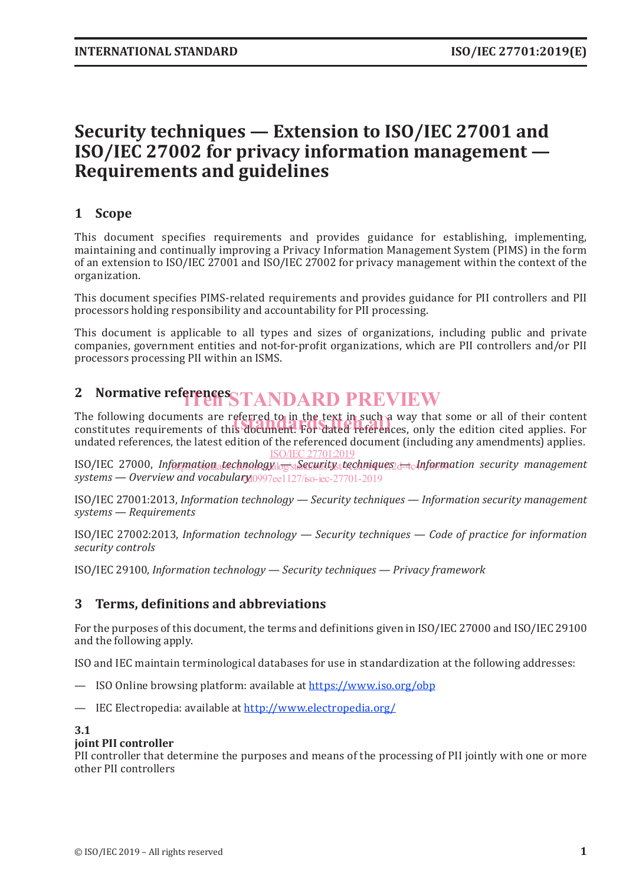# Security techniques — Extension to ISO/IEC 27001 and ISO/IEC 27002 for privacy information management — Requirements and guidelines

## 1 Scope

This document specifies requirements and provides guidance for establishing, implementing, maintaining and continually improving a Privacy Information Management System (PIMS) in the form of an extension to ISO/IEC 27001 and ISO/IEC 27002 for privacy management within the context of the organization.

This document specifies PIMS-related requirements and provides guidance for PII controllers and PII processors holding responsibility and accountability for PII processing.

This document is applicable to all types and sizes of organizations, including public and private companies, government entities and not-for-profit organizations, which are PII controllers and/or PII processors processing PII within an ISMS.

## 2 Normative references

The following documents are referred to in the text in such a way that some or all of their content constitutes requirements of this document. For dated references, only the edition cited applies. For undated references, the latest edition of the referenced document (including any amendments) applies.

ISO/IEC 27000, *Information technology — Security techniques — Information security management systems — Overview and vocabulary*

ISO/IEC 27001:2013, *Information technology — Security techniques — Information security management systems — Requirements*

ISO/IEC 27002:2013, *Information technology — Security techniques — Code of practice for information security controls*

ISO/IEC 29100, *Information technology — Security techniques — Privacy framework*

## 3 Terms, definitions and abbreviations

For the purposes of this document, the terms and definitions given in ISO/IEC 27000 and ISO/IEC 29100 and the following apply.

ISO and IEC maintain terminological databases for use in standardization at the following addresses:

— ISO Online browsing platform: available at https://www.iso.org/obp

— IEC Electropedia: available at http://www.electropedia.org/

**3.1**
**joint PII controller**
PII controller that determine the purposes and means of the processing of PII jointly with one or more other PII controllers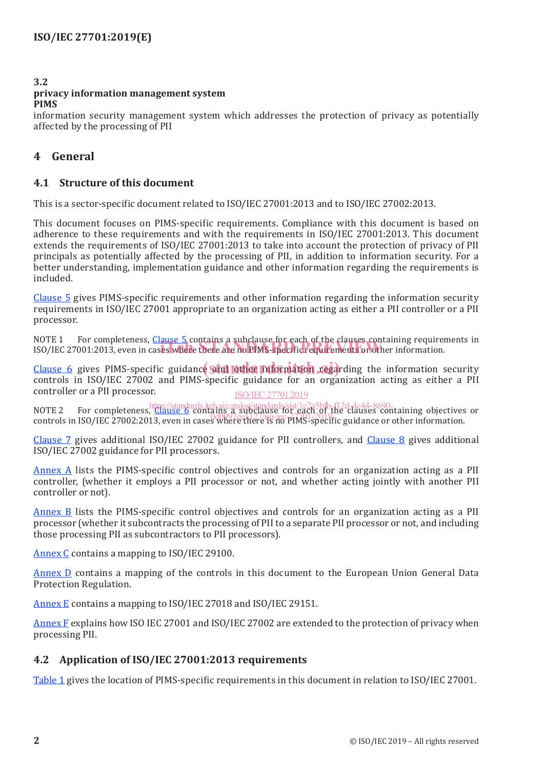### 3.2
**privacy information management system**
**PIMS**

information security management system which addresses the protection of privacy as potentially affected by the processing of PII

## 4 General

### 4.1 Structure of this document

This is a sector-specific document related to ISO/IEC 27001:2013 and to ISO/IEC 27002:2013.

This document focuses on PIMS-specific requirements. Compliance with this document is based on adherence to these requirements and with the requirements in ISO/IEC 27001:2013. This document extends the requirements of ISO/IEC 27001:2013 to take into account the protection of privacy of PII principals as potentially affected by the processing of PII, in addition to information security. For a better understanding, implementation guidance and other information regarding the requirements is included.

Clause 5 gives PIMS-specific requirements and other information regarding the information security requirements in ISO/IEC 27001 appropriate to an organization acting as either a PII controller or a PII processor.

NOTE 1 For completeness, Clause 5 contains a subclause for each of the clauses containing requirements in ISO/IEC 27001:2013, even in cases where there are no PIMS-specific requirements or other information.

Clause 6 gives PIMS-specific guidance and other information regarding the information security controls in ISO/IEC 27002 and PIMS-specific guidance for an organization acting as either a PII controller or a PII processor.

NOTE 2 For completeness, Clause 6 contains a subclause for each of the clauses containing objectives or controls in ISO/IEC 27002:2013, even in cases where there is no PIMS-specific guidance or other information.

Clause 7 gives additional ISO/IEC 27002 guidance for PII controllers, and Clause 8 gives additional ISO/IEC 27002 guidance for PII processors.

Annex A lists the PIMS-specific control objectives and controls for an organization acting as a PII controller, (whether it employs a PII processor or not, and whether acting jointly with another PII controller or not).

Annex B lists the PIMS-specific control objectives and controls for an organization acting as a PII processor (whether it subcontracts the processing of PII to a separate PII processor or not, and including those processing PII as subcontractors to PII processors).

Annex C contains a mapping to ISO/IEC 29100.

Annex D contains a mapping of the controls in this document to the European Union General Data Protection Regulation.

Annex E contains a mapping to ISO/IEC 27018 and ISO/IEC 29151.

Annex F explains how ISO IEC 27001 and ISO/IEC 27002 are extended to the protection of privacy when processing PII.

### 4.2 Application of ISO/IEC 27001:2013 requirements

Table 1 gives the location of PIMS-specific requirements in this document in relation to ISO/IEC 27001.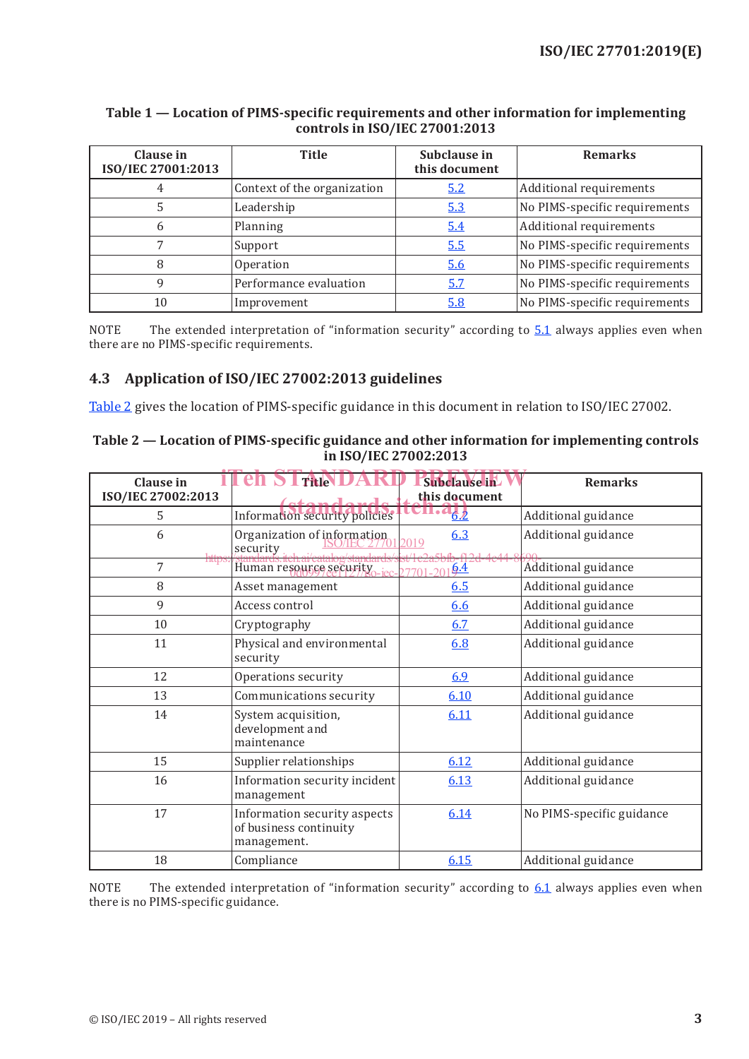**Table 1 — Location of PIMS-specific requirements and other information for implementing controls in ISO/IEC 27001:2013**

| Clause in ISO/IEC 27001:2013 | Title | Subclause in this document | Remarks |
|---|---|---|---|
| 4 | Context of the organization | 5.2 | Additional requirements |
| 5 | Leadership | 5.3 | No PIMS-specific requirements |
| 6 | Planning | 5.4 | Additional requirements |
| 7 | Support | 5.5 | No PIMS-specific requirements |
| 8 | Operation | 5.6 | No PIMS-specific requirements |
| 9 | Performance evaluation | 5.7 | No PIMS-specific requirements |
| 10 | Improvement | 5.8 | No PIMS-specific requirements |

NOTE The extended interpretation of “information security” according to 5.1 always applies even when there are no PIMS-specific requirements.

## 4.3 Application of ISO/IEC 27002:2013 guidelines

Table 2 gives the location of PIMS-specific guidance in this document in relation to ISO/IEC 27002.

**Table 2 — Location of PIMS-specific guidance and other information for implementing controls in ISO/IEC 27002:2013**

| Clause in ISO/IEC 27002:2013 | Title | Subclause in this document | Remarks |
|---|---|---|---|
| 5 | Information security policies | 6.2 | Additional guidance |
| 6 | Organization of information security | 6.3 | Additional guidance |
| 7 | Human resource security | 6.4 | Additional guidance |
| 8 | Asset management | 6.5 | Additional guidance |
| 9 | Access control | 6.6 | Additional guidance |
| 10 | Cryptography | 6.7 | Additional guidance |
| 11 | Physical and environmental security | 6.8 | Additional guidance |
| 12 | Operations security | 6.9 | Additional guidance |
| 13 | Communications security | 6.10 | Additional guidance |
| 14 | System acquisition, development and maintenance | 6.11 | Additional guidance |
| 15 | Supplier relationships | 6.12 | Additional guidance |
| 16 | Information security incident management | 6.13 | Additional guidance |
| 17 | Information security aspects of business continuity management. | 6.14 | No PIMS-specific guidance |
| 18 | Compliance | 6.15 | Additional guidance |

NOTE The extended interpretation of “information security” according to 6.1 always applies even when there is no PIMS-specific guidance.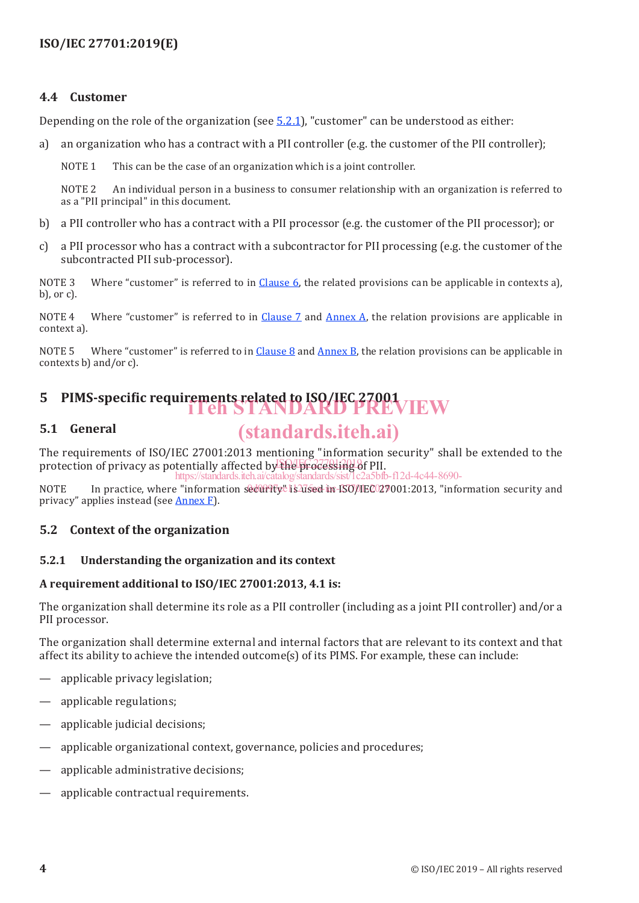## 4.4 Customer

Depending on the role of the organization (see 5.2.1), "customer" can be understood as either:

a) an organization who has a contract with a PII controller (e.g. the customer of the PII controller);

NOTE 1 This can be the case of an organization which is a joint controller.

NOTE 2 An individual person in a business to consumer relationship with an organization is referred to as a "PII principal" in this document.

b) a PII controller who has a contract with a PII processor (e.g. the customer of the PII processor); or

c) a PII processor who has a contract with a subcontractor for PII processing (e.g. the customer of the subcontracted PII sub-processor).

NOTE 3 Where "customer" is referred to in Clause 6, the related provisions can be applicable in contexts a), b), or c).

NOTE 4 Where "customer" is referred to in Clause 7 and Annex A, the relation provisions are applicable in context a).

NOTE 5 Where "customer" is referred to in Clause 8 and Annex B, the relation provisions can be applicable in contexts b) and/or c).

# 5 PIMS-specific requirements related to ISO/IEC 27001

## 5.1 General

The requirements of ISO/IEC 27001:2013 mentioning "information security" shall be extended to the protection of privacy as potentially affected by the processing of PII.

NOTE In practice, where "information security" is used in ISO/IEC 27001:2013, "information security and privacy" applies instead (see Annex F).

## 5.2 Context of the organization

### 5.2.1 Understanding the organization and its context

**A requirement additional to ISO/IEC 27001:2013, 4.1 is:**

The organization shall determine its role as a PII controller (including as a joint PII controller) and/or a PII processor.

The organization shall determine external and internal factors that are relevant to its context and that affect its ability to achieve the intended outcome(s) of its PIMS. For example, these can include:

— applicable privacy legislation;

— applicable regulations;

— applicable judicial decisions;

— applicable organizational context, governance, policies and procedures;

— applicable administrative decisions;

— applicable contractual requirements.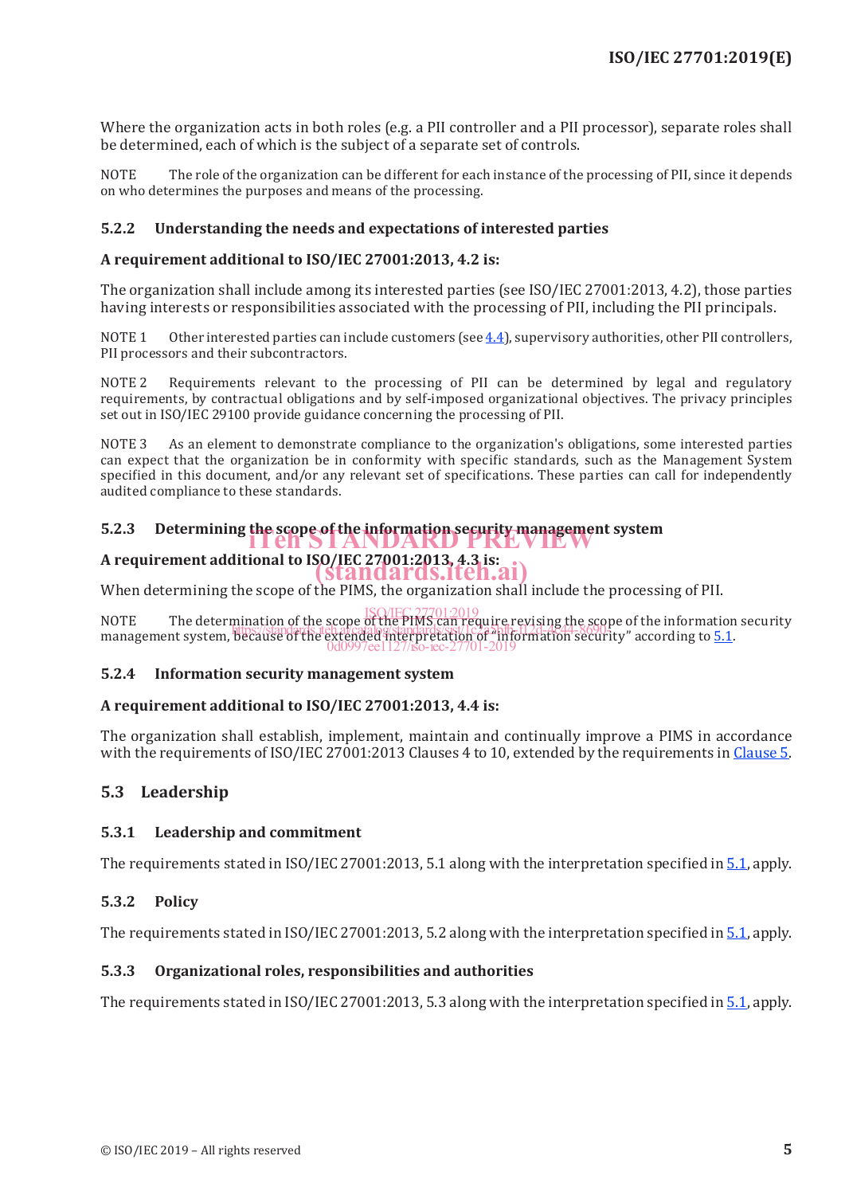Where the organization acts in both roles (e.g. a PII controller and a PII processor), separate roles shall be determined, each of which is the subject of a separate set of controls.

NOTE The role of the organization can be different for each instance of the processing of PII, since it depends on who determines the purposes and means of the processing.

### 5.2.2 Understanding the needs and expectations of interested parties

**A requirement additional to ISO/IEC 27001:2013, 4.2 is:**

The organization shall include among its interested parties (see ISO/IEC 27001:2013, 4.2), those parties having interests or responsibilities associated with the processing of PII, including the PII principals.

NOTE 1 Other interested parties can include customers (see 4.4), supervisory authorities, other PII controllers, PII processors and their subcontractors.

NOTE 2 Requirements relevant to the processing of PII can be determined by legal and regulatory requirements, by contractual obligations and by self-imposed organizational objectives. The privacy principles set out in ISO/IEC 29100 provide guidance concerning the processing of PII.

NOTE 3 As an element to demonstrate compliance to the organization's obligations, some interested parties can expect that the organization be in conformity with specific standards, such as the Management System specified in this document, and/or any relevant set of specifications. These parties can call for independently audited compliance to these standards.

### 5.2.3 Determining the scope of the information security management system

**A requirement additional to ISO/IEC 27001:2013, 4.3 is:**

When determining the scope of the PIMS, the organization shall include the processing of PII.

NOTE The determination of the scope of the PIMS can require revising the scope of the information security management system, because of the extended interpretation of "information security" according to 5.1.

### 5.2.4 Information security management system

**A requirement additional to ISO/IEC 27001:2013, 4.4 is:**

The organization shall establish, implement, maintain and continually improve a PIMS in accordance with the requirements of ISO/IEC 27001:2013 Clauses 4 to 10, extended by the requirements in Clause 5.

## 5.3 Leadership

### 5.3.1 Leadership and commitment

The requirements stated in ISO/IEC 27001:2013, 5.1 along with the interpretation specified in 5.1, apply.

### 5.3.2 Policy

The requirements stated in ISO/IEC 27001:2013, 5.2 along with the interpretation specified in 5.1, apply.

### 5.3.3 Organizational roles, responsibilities and authorities

The requirements stated in ISO/IEC 27001:2013, 5.3 along with the interpretation specified in 5.1, apply.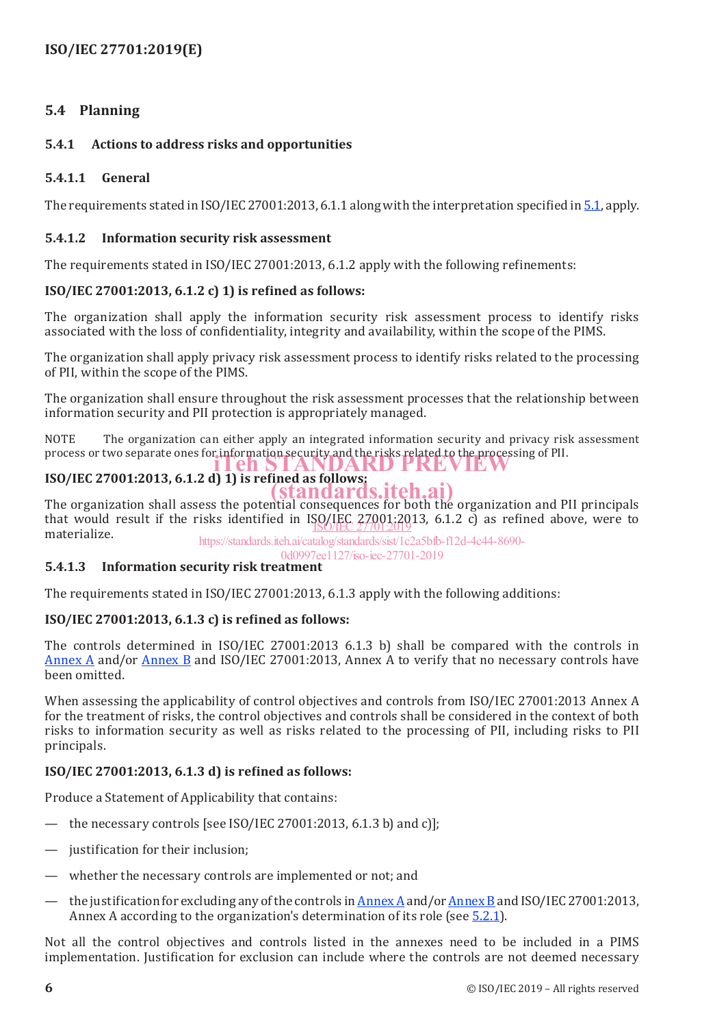## 5.4 Planning

### 5.4.1 Actions to address risks and opportunities

#### 5.4.1.1 General

The requirements stated in ISO/IEC 27001:2013, 6.1.1 along with the interpretation specified in 5.1, apply.

#### 5.4.1.2 Information security risk assessment

The requirements stated in ISO/IEC 27001:2013, 6.1.2 apply with the following refinements:

**ISO/IEC 27001:2013, 6.1.2 c) 1) is refined as follows:**

The organization shall apply the information security risk assessment process to identify risks associated with the loss of confidentiality, integrity and availability, within the scope of the PIMS.

The organization shall apply privacy risk assessment process to identify risks related to the processing of PII, within the scope of the PIMS.

The organization shall ensure throughout the risk assessment processes that the relationship between information security and PII protection is appropriately managed.

NOTE The organization can either apply an integrated information security and privacy risk assessment process or two separate ones for information security and the risks related to the processing of PII.

**ISO/IEC 27001:2013, 6.1.2 d) 1) is refined as follows:**

The organization shall assess the potential consequences for both the organization and PII principals that would result if the risks identified in ISO/IEC 27001:2013, 6.1.2 c) as refined above, were to materialize.

#### 5.4.1.3 Information security risk treatment

The requirements stated in ISO/IEC 27001:2013, 6.1.3 apply with the following additions:

**ISO/IEC 27001:2013, 6.1.3 c) is refined as follows:**

The controls determined in ISO/IEC 27001:2013 6.1.3 b) shall be compared with the controls in Annex A and/or Annex B and ISO/IEC 27001:2013, Annex A to verify that no necessary controls have been omitted.

When assessing the applicability of control objectives and controls from ISO/IEC 27001:2013 Annex A for the treatment of risks, the control objectives and controls shall be considered in the context of both risks to information security as well as risks related to the processing of PII, including risks to PII principals.

**ISO/IEC 27001:2013, 6.1.3 d) is refined as follows:**

Produce a Statement of Applicability that contains:

- the necessary controls [see ISO/IEC 27001:2013, 6.1.3 b) and c)];
- justification for their inclusion;
- whether the necessary controls are implemented or not; and
- the justification for excluding any of the controls in Annex A and/or Annex B and ISO/IEC 27001:2013, Annex A according to the organization's determination of its role (see 5.2.1).

Not all the control objectives and controls listed in the annexes need to be included in a PIMS implementation. Justification for exclusion can include where the controls are not deemed necessary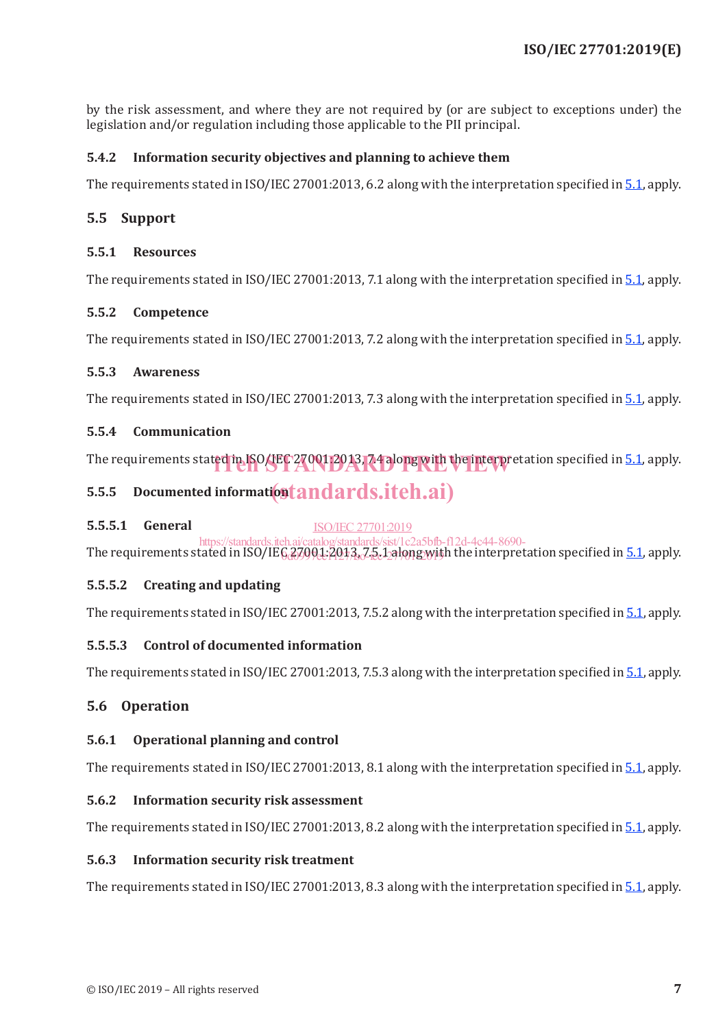by the risk assessment, and where they are not required by (or are subject to exceptions under) the legislation and/or regulation including those applicable to the PII principal.

### 5.4.2 Information security objectives and planning to achieve them

The requirements stated in ISO/IEC 27001:2013, 6.2 along with the interpretation specified in 5.1, apply.

## 5.5 Support

### 5.5.1 Resources

The requirements stated in ISO/IEC 27001:2013, 7.1 along with the interpretation specified in 5.1, apply.

### 5.5.2 Competence

The requirements stated in ISO/IEC 27001:2013, 7.2 along with the interpretation specified in 5.1, apply.

### 5.5.3 Awareness

The requirements stated in ISO/IEC 27001:2013, 7.3 along with the interpretation specified in 5.1, apply.

### 5.5.4 Communication

The requirements stated in ISO/IEC 27001:2013, 7.4 along with the interpretation specified in 5.1, apply.

### 5.5.5 Documented information

#### 5.5.5.1 General

The requirements stated in ISO/IEC 27001:2013, 7.5.1 along with the interpretation specified in 5.1, apply.

#### 5.5.5.2 Creating and updating

The requirements stated in ISO/IEC 27001:2013, 7.5.2 along with the interpretation specified in 5.1, apply.

#### 5.5.5.3 Control of documented information

The requirements stated in ISO/IEC 27001:2013, 7.5.3 along with the interpretation specified in 5.1, apply.

## 5.6 Operation

### 5.6.1 Operational planning and control

The requirements stated in ISO/IEC 27001:2013, 8.1 along with the interpretation specified in 5.1, apply.

### 5.6.2 Information security risk assessment

The requirements stated in ISO/IEC 27001:2013, 8.2 along with the interpretation specified in 5.1, apply.

### 5.6.3 Information security risk treatment

The requirements stated in ISO/IEC 27001:2013, 8.3 along with the interpretation specified in 5.1, apply.